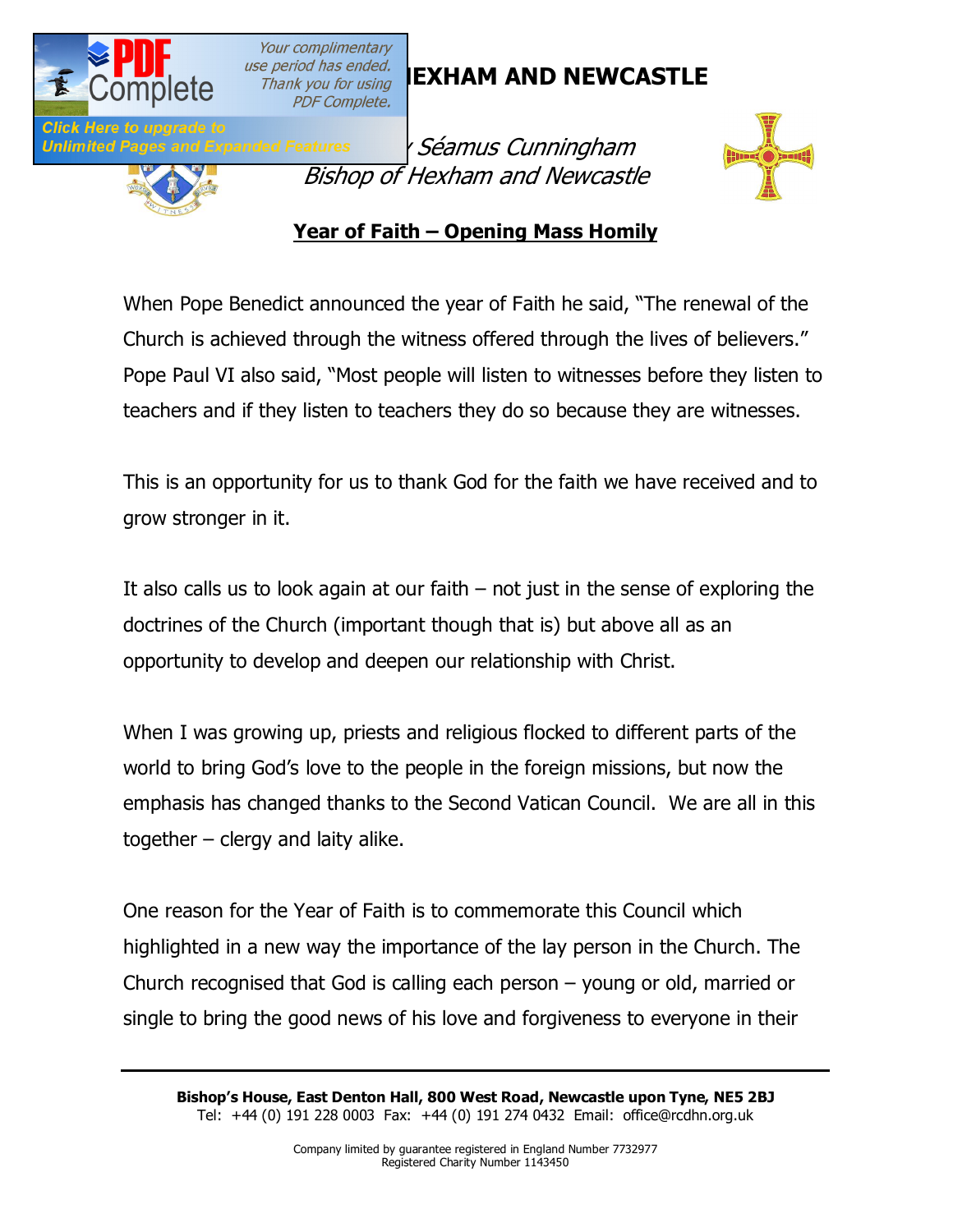# HEXHAM AND NEWCASTLE

*Séamus Cunningham*
*Bishop of Hexham and Newcastle*

**Year of Faith – Opening Mass Homily**

When Pope Benedict announced the year of Faith he said, "The renewal of the Church is achieved through the witness offered through the lives of believers." Pope Paul VI also said, "Most people will listen to witnesses before they listen to teachers and if they listen to teachers they do so because they are witnesses.

This is an opportunity for us to thank God for the faith we have received and to grow stronger in it.

It also calls us to look again at our faith – not just in the sense of exploring the doctrines of the Church (important though that is) but above all as an opportunity to develop and deepen our relationship with Christ.

When I was growing up, priests and religious flocked to different parts of the world to bring God's love to the people in the foreign missions, but now the emphasis has changed thanks to the Second Vatican Council. We are all in this together – clergy and laity alike.

One reason for the Year of Faith is to commemorate this Council which highlighted in a new way the importance of the lay person in the Church. The Church recognised that God is calling each person – young or old, married or single to bring the good news of his love and forgiveness to everyone in their

**Bishop's House, East Denton Hall, 800 West Road, Newcastle upon Tyne, NE5 2BJ**
Tel: +44 (0) 191 228 0003 Fax: +44 (0) 191 274 0432 Email: office@rcdhn.org.uk

Company limited by guarantee registered in England Number 7732977
Registered Charity Number 1143450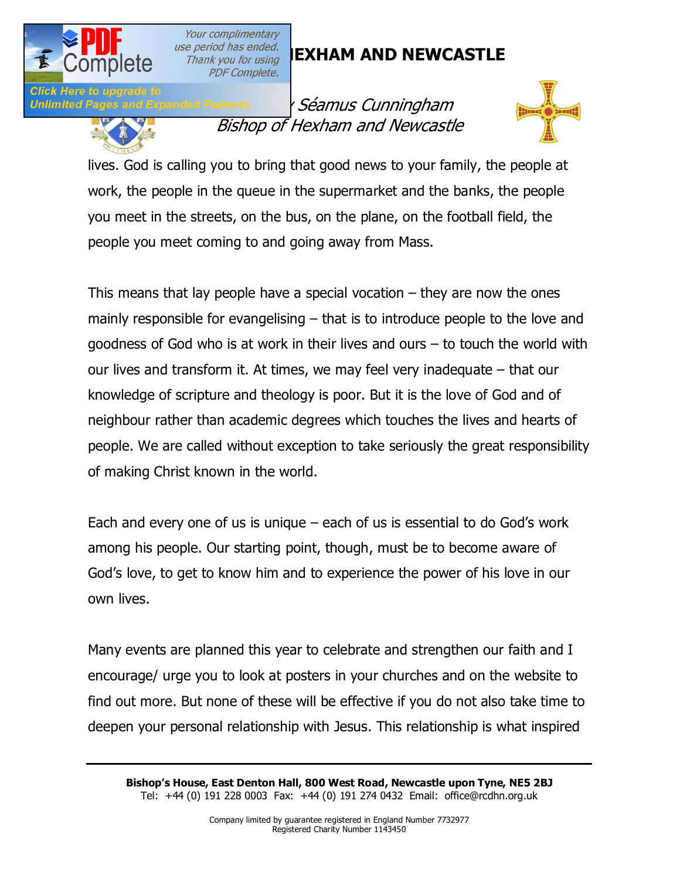lives. God is calling you to bring that good news to your family, the people at work, the people in the queue in the supermarket and the banks, the people you meet in the streets, on the bus, on the plane, on the football field, the people you meet coming to and going away from Mass.

This means that lay people have a special vocation – they are now the ones mainly responsible for evangelising – that is to introduce people to the love and goodness of God who is at work in their lives and ours – to touch the world with our lives and transform it. At times, we may feel very inadequate – that our knowledge of scripture and theology is poor. But it is the love of God and of neighbour rather than academic degrees which touches the lives and hearts of people. We are called without exception to take seriously the great responsibility of making Christ known in the world.

Each and every one of us is unique – each of us is essential to do God's work among his people. Our starting point, though, must be to become aware of God's love, to get to know him and to experience the power of his love in our own lives.

Many events are planned this year to celebrate and strengthen our faith and I encourage/ urge you to look at posters in your churches and on the website to find out more. But none of these will be effective if you do not also take time to deepen your personal relationship with Jesus. This relationship is what inspired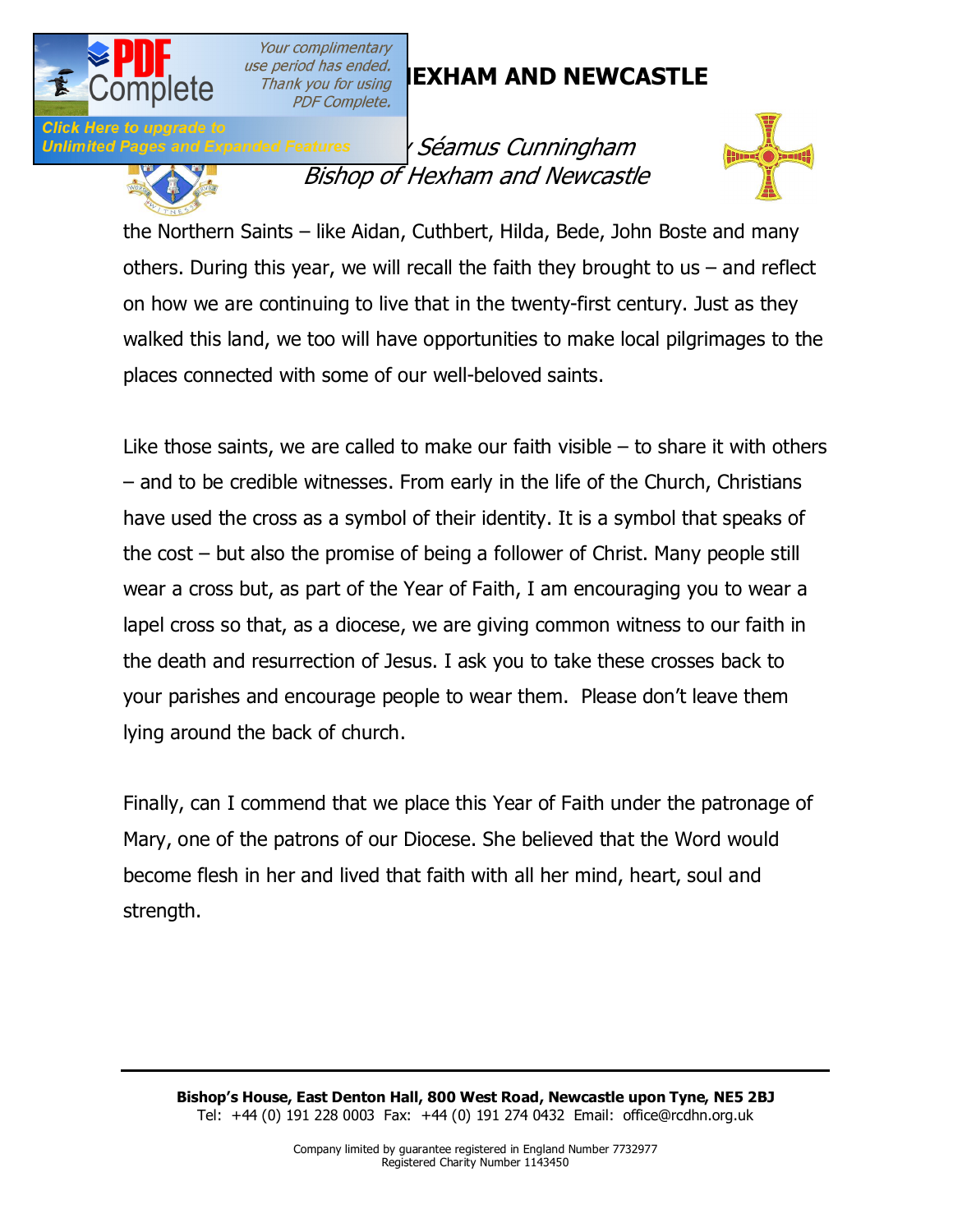the Northern Saints – like Aidan, Cuthbert, Hilda, Bede, John Boste and many others. During this year, we will recall the faith they brought to us – and reflect on how we are continuing to live that in the twenty-first century. Just as they walked this land, we too will have opportunities to make local pilgrimages to the places connected with some of our well-beloved saints.

Like those saints, we are called to make our faith visible – to share it with others – and to be credible witnesses. From early in the life of the Church, Christians have used the cross as a symbol of their identity. It is a symbol that speaks of the cost – but also the promise of being a follower of Christ. Many people still wear a cross but, as part of the Year of Faith, I am encouraging you to wear a lapel cross so that, as a diocese, we are giving common witness to our faith in the death and resurrection of Jesus. I ask you to take these crosses back to your parishes and encourage people to wear them. Please don't leave them lying around the back of church.

Finally, can I commend that we place this Year of Faith under the patronage of Mary, one of the patrons of our Diocese. She believed that the Word would become flesh in her and lived that faith with all her mind, heart, soul and strength.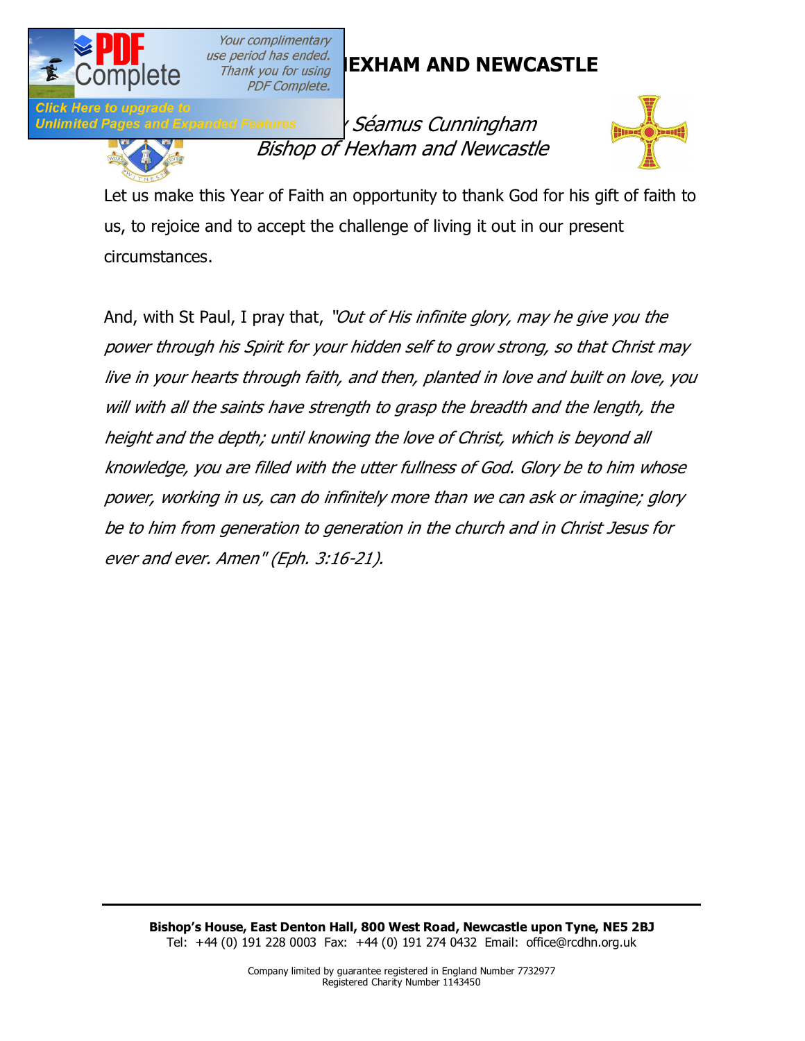# HEXHAM AND NEWCASTLE

*Séamus Cunningham*
*Bishop of Hexham and Newcastle*

Let us make this Year of Faith an opportunity to thank God for his gift of faith to us, to rejoice and to accept the challenge of living it out in our present circumstances.

And, with St Paul, I pray that, *"Out of His infinite glory, may he give you the power through his Spirit for your hidden self to grow strong, so that Christ may live in your hearts through faith, and then, planted in love and built on love, you will with all the saints have strength to grasp the breadth and the length, the height and the depth; until knowing the love of Christ, which is beyond all knowledge, you are filled with the utter fullness of God. Glory be to him whose power, working in us, can do infinitely more than we can ask or imagine; glory be to him from generation to generation in the church and in Christ Jesus for ever and ever. Amen" (Eph. 3:16-21).*

**Bishop's House, East Denton Hall, 800 West Road, Newcastle upon Tyne, NE5 2BJ**
Tel: +44 (0) 191 228 0003 Fax: +44 (0) 191 274 0432 Email: office@rcdhn.org.uk

Company limited by guarantee registered in England Number 7732977
Registered Charity Number 1143450